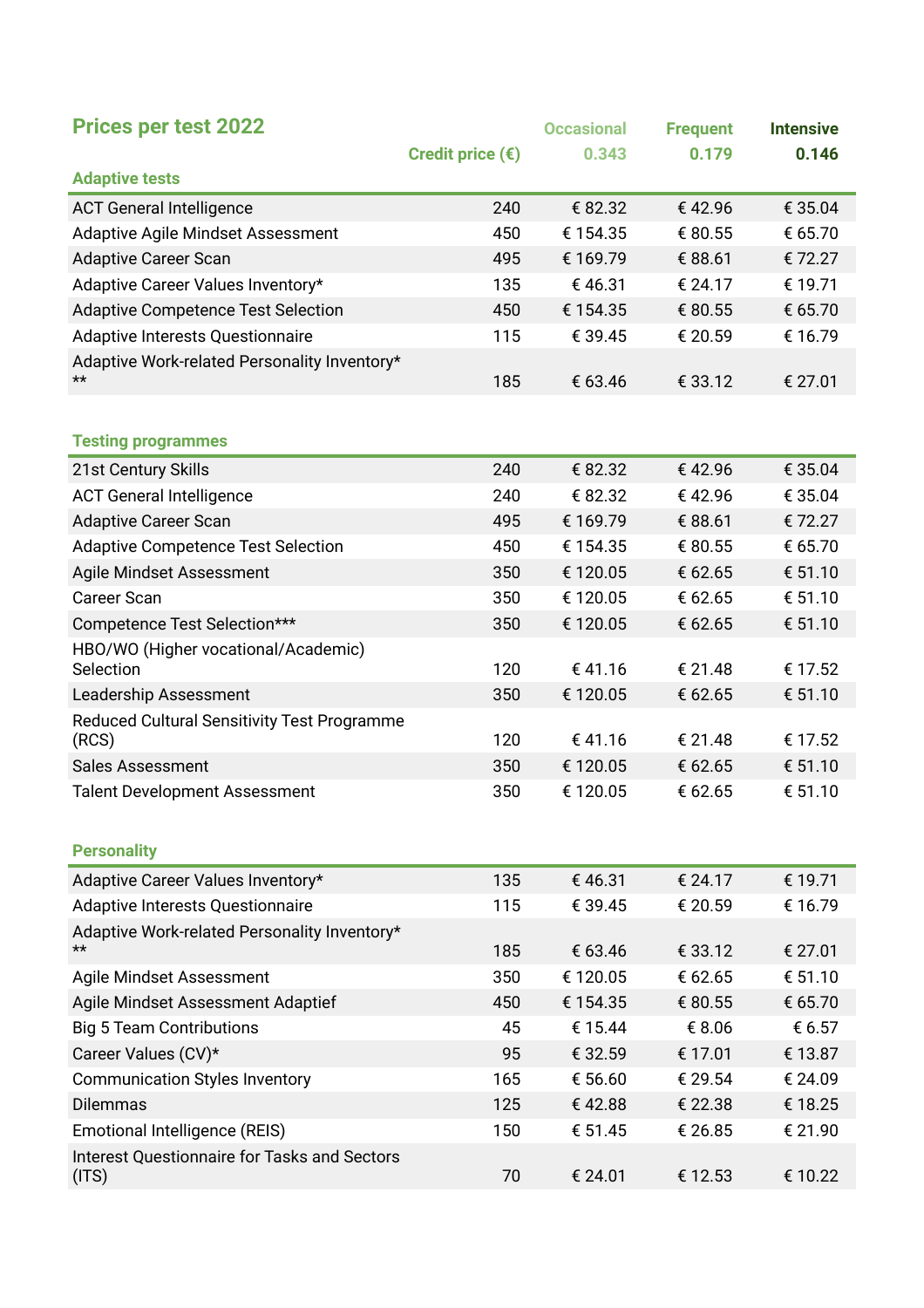# Prices per test 2022

| | Credit price (€) | Occasional 0.343 | Frequent 0.179 | Intensive 0.146 |
|---|---|---|---|---|
| **Adaptive tests** | | | | |
| ACT General Intelligence | 240 | € 82.32 | € 42.96 | € 35.04 |
| Adaptive Agile Mindset Assessment | 450 | € 154.35 | € 80.55 | € 65.70 |
| Adaptive Career Scan | 495 | € 169.79 | € 88.61 | € 72.27 |
| Adaptive Career Values Inventory* | 135 | € 46.31 | € 24.17 | € 19.71 |
| Adaptive Competence Test Selection | 450 | € 154.35 | € 80.55 | € 65.70 |
| Adaptive Interests Questionnaire | 115 | € 39.45 | € 20.59 | € 16.79 |
| Adaptive Work-related Personality Inventory* ** | 185 | € 63.46 | € 33.12 | € 27.01 |
| **Testing programmes** | | | | |
| 21st Century Skills | 240 | € 82.32 | € 42.96 | € 35.04 |
| ACT General Intelligence | 240 | € 82.32 | € 42.96 | € 35.04 |
| Adaptive Career Scan | 495 | € 169.79 | € 88.61 | € 72.27 |
| Adaptive Competence Test Selection | 450 | € 154.35 | € 80.55 | € 65.70 |
| Agile Mindset Assessment | 350 | € 120.05 | € 62.65 | € 51.10 |
| Career Scan | 350 | € 120.05 | € 62.65 | € 51.10 |
| Competence Test Selection*** | 350 | € 120.05 | € 62.65 | € 51.10 |
| HBO/WO (Higher vocational/Academic) Selection | 120 | € 41.16 | € 21.48 | € 17.52 |
| Leadership Assessment | 350 | € 120.05 | € 62.65 | € 51.10 |
| Reduced Cultural Sensitivity Test Programme (RCS) | 120 | € 41.16 | € 21.48 | € 17.52 |
| Sales Assessment | 350 | € 120.05 | € 62.65 | € 51.10 |
| Talent Development Assessment | 350 | € 120.05 | € 62.65 | € 51.10 |
| **Personality** | | | | |
| Adaptive Career Values Inventory* | 135 | € 46.31 | € 24.17 | € 19.71 |
| Adaptive Interests Questionnaire | 115 | € 39.45 | € 20.59 | € 16.79 |
| Adaptive Work-related Personality Inventory* ** | 185 | € 63.46 | € 33.12 | € 27.01 |
| Agile Mindset Assessment | 350 | € 120.05 | € 62.65 | € 51.10 |
| Agile Mindset Assessment Adaptief | 450 | € 154.35 | € 80.55 | € 65.70 |
| Big 5 Team Contributions | 45 | € 15.44 | € 8.06 | € 6.57 |
| Career Values (CV)* | 95 | € 32.59 | € 17.01 | € 13.87 |
| Communication Styles Inventory | 165 | € 56.60 | € 29.54 | € 24.09 |
| Dilemmas | 125 | € 42.88 | € 22.38 | € 18.25 |
| Emotional Intelligence (REIS) | 150 | € 51.45 | € 26.85 | € 21.90 |
| Interest Questionnaire for Tasks and Sectors (ITS) | 70 | € 24.01 | € 12.53 | € 10.22 |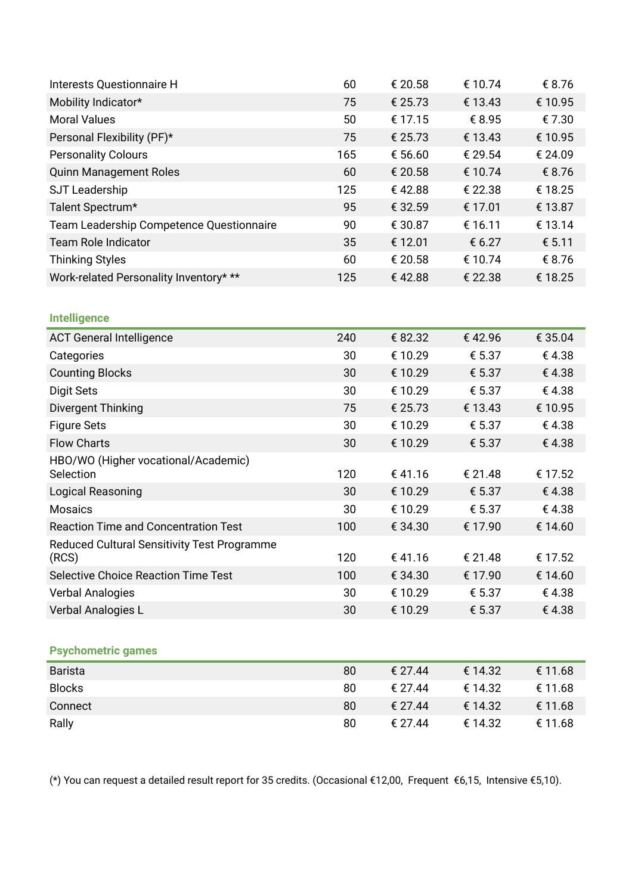| | | | | |
|---|---|---|---|---|
| Interests Questionnaire H | 60 | € 20.58 | € 10.74 | € 8.76 |
| Mobility Indicator* | 75 | € 25.73 | € 13.43 | € 10.95 |
| Moral Values | 50 | € 17.15 | € 8.95 | € 7.30 |
| Personal Flexibility (PF)* | 75 | € 25.73 | € 13.43 | € 10.95 |
| Personality Colours | 165 | € 56.60 | € 29.54 | € 24.09 |
| Quinn Management Roles | 60 | € 20.58 | € 10.74 | € 8.76 |
| SJT Leadership | 125 | € 42.88 | € 22.38 | € 18.25 |
| Talent Spectrum* | 95 | € 32.59 | € 17.01 | € 13.87 |
| Team Leadership Competence Questionnaire | 90 | € 30.87 | € 16.11 | € 13.14 |
| Team Role Indicator | 35 | € 12.01 | € 6.27 | € 5.11 |
| Thinking Styles | 60 | € 20.58 | € 10.74 | € 8.76 |
| Work-related Personality Inventory* ** | 125 | € 42.88 | € 22.38 | € 18.25 |

## Intelligence

| | | | | |
|---|---|---|---|---|
| ACT General Intelligence | 240 | € 82.32 | € 42.96 | € 35.04 |
| Categories | 30 | € 10.29 | € 5.37 | € 4.38 |
| Counting Blocks | 30 | € 10.29 | € 5.37 | € 4.38 |
| Digit Sets | 30 | € 10.29 | € 5.37 | € 4.38 |
| Divergent Thinking | 75 | € 25.73 | € 13.43 | € 10.95 |
| Figure Sets | 30 | € 10.29 | € 5.37 | € 4.38 |
| Flow Charts | 30 | € 10.29 | € 5.37 | € 4.38 |
| HBO/WO (Higher vocational/Academic) Selection | 120 | € 41.16 | € 21.48 | € 17.52 |
| Logical Reasoning | 30 | € 10.29 | € 5.37 | € 4.38 |
| Mosaics | 30 | € 10.29 | € 5.37 | € 4.38 |
| Reaction Time and Concentration Test | 100 | € 34.30 | € 17.90 | € 14.60 |
| Reduced Cultural Sensitivity Test Programme (RCS) | 120 | € 41.16 | € 21.48 | € 17.52 |
| Selective Choice Reaction Time Test | 100 | € 34.30 | € 17.90 | € 14.60 |
| Verbal Analogies | 30 | € 10.29 | € 5.37 | € 4.38 |
| Verbal Analogies L | 30 | € 10.29 | € 5.37 | € 4.38 |

## Psychometric games

| | | | | |
|---|---|---|---|---|
| Barista | 80 | € 27.44 | € 14.32 | € 11.68 |
| Blocks | 80 | € 27.44 | € 14.32 | € 11.68 |
| Connect | 80 | € 27.44 | € 14.32 | € 11.68 |
| Rally | 80 | € 27.44 | € 14.32 | € 11.68 |

(*) You can request a detailed result report for 35 credits. (Occasional €12,00, Frequent €6,15, Intensive €5,10).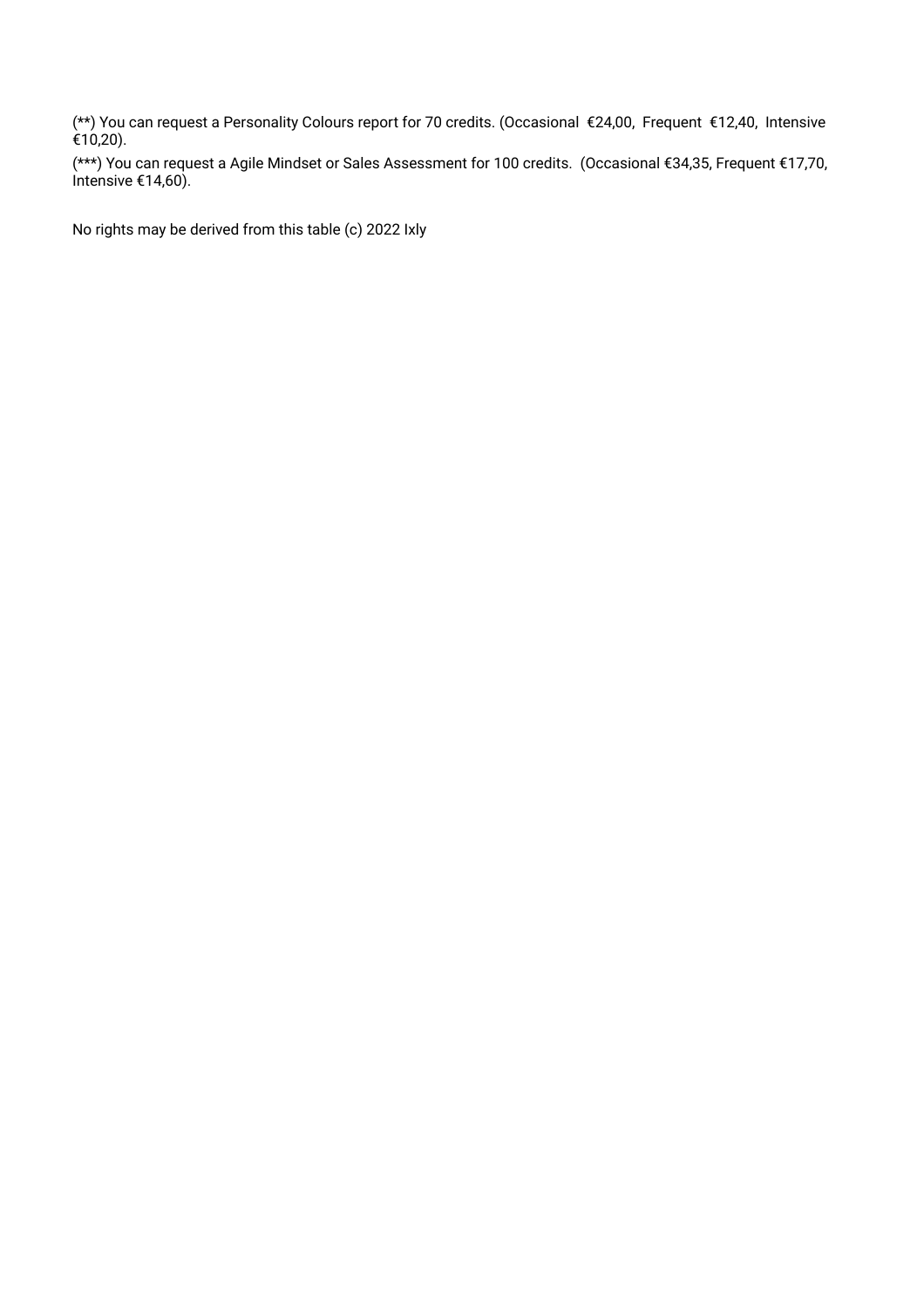(**) You can request a Personality Colours report for 70 credits. (Occasional €24,00, Frequent €12,40, Intensive €10,20).

(***) You can request a Agile Mindset or Sales Assessment for 100 credits. (Occasional €34,35, Frequent €17,70, Intensive €14,60).

No rights may be derived from this table (c) 2022 Ixly